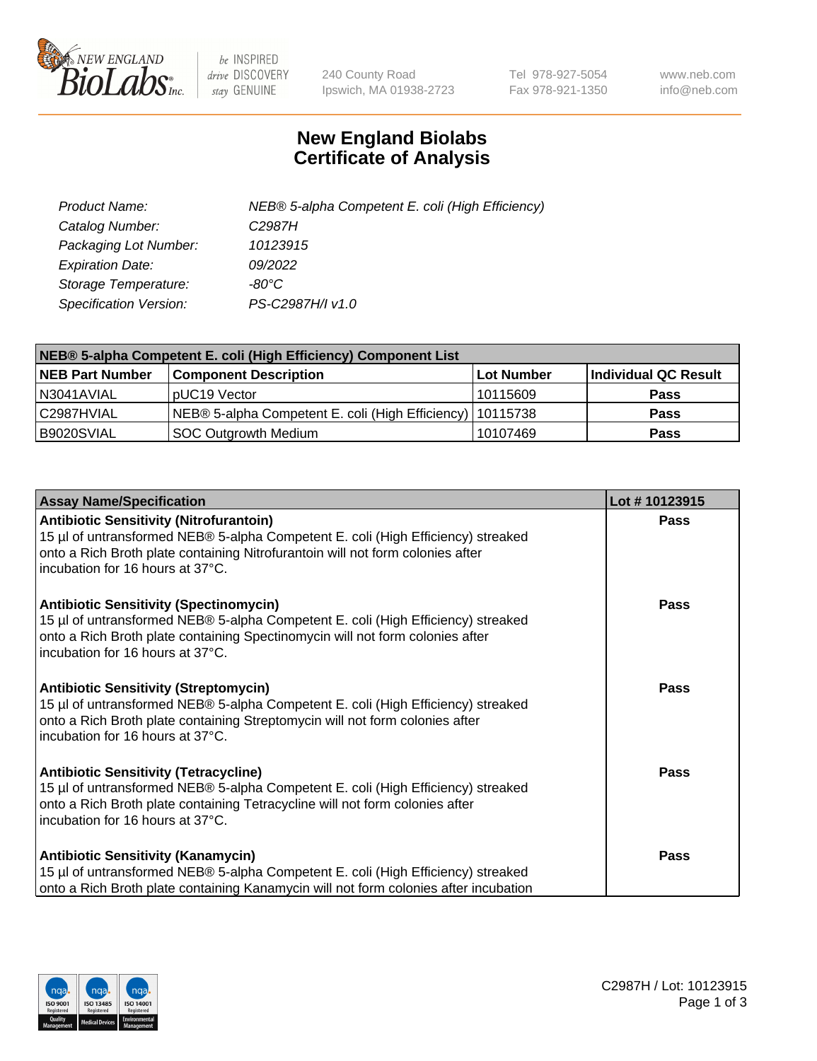# New England Biolabs Certificate of Analysis

| | |
|---|---|
| Product Name: | NEB® 5-alpha Competent E. coli (High Efficiency) |
| Catalog Number: | C2987H |
| Packaging Lot Number: | 10123915 |
| Expiration Date: | 09/2022 |
| Storage Temperature: | -80°C |
| Specification Version: | PS-C2987H/I v1.0 |

| NEB® 5-alpha Competent E. coli (High Efficiency) Component List | | | |
|---|---|---|---|
| **NEB Part Number** | **Component Description** | **Lot Number** | **Individual QC Result** |
| N3041AVIAL | pUC19 Vector | 10115609 | **Pass** |
| C2987HVIAL | NEB® 5-alpha Competent E. coli (High Efficiency) | 10115738 | **Pass** |
| B9020SVIAL | SOC Outgrowth Medium | 10107469 | **Pass** |

| Assay Name/Specification | Lot # 10123915 |
|---|---|
| **Antibiotic Sensitivity (Nitrofurantoin)** 15 µl of untransformed NEB® 5-alpha Competent E. coli (High Efficiency) streaked onto a Rich Broth plate containing Nitrofurantoin will not form colonies after incubation for 16 hours at 37°C. | **Pass** |
| **Antibiotic Sensitivity (Spectinomycin)** 15 µl of untransformed NEB® 5-alpha Competent E. coli (High Efficiency) streaked onto a Rich Broth plate containing Spectinomycin will not form colonies after incubation for 16 hours at 37°C. | **Pass** |
| **Antibiotic Sensitivity (Streptomycin)** 15 µl of untransformed NEB® 5-alpha Competent E. coli (High Efficiency) streaked onto a Rich Broth plate containing Streptomycin will not form colonies after incubation for 16 hours at 37°C. | **Pass** |
| **Antibiotic Sensitivity (Tetracycline)** 15 µl of untransformed NEB® 5-alpha Competent E. coli (High Efficiency) streaked onto a Rich Broth plate containing Tetracycline will not form colonies after incubation for 16 hours at 37°C. | **Pass** |
| **Antibiotic Sensitivity (Kanamycin)** 15 µl of untransformed NEB® 5-alpha Competent E. coli (High Efficiency) streaked onto a Rich Broth plate containing Kanamycin will not form colonies after incubation | **Pass** |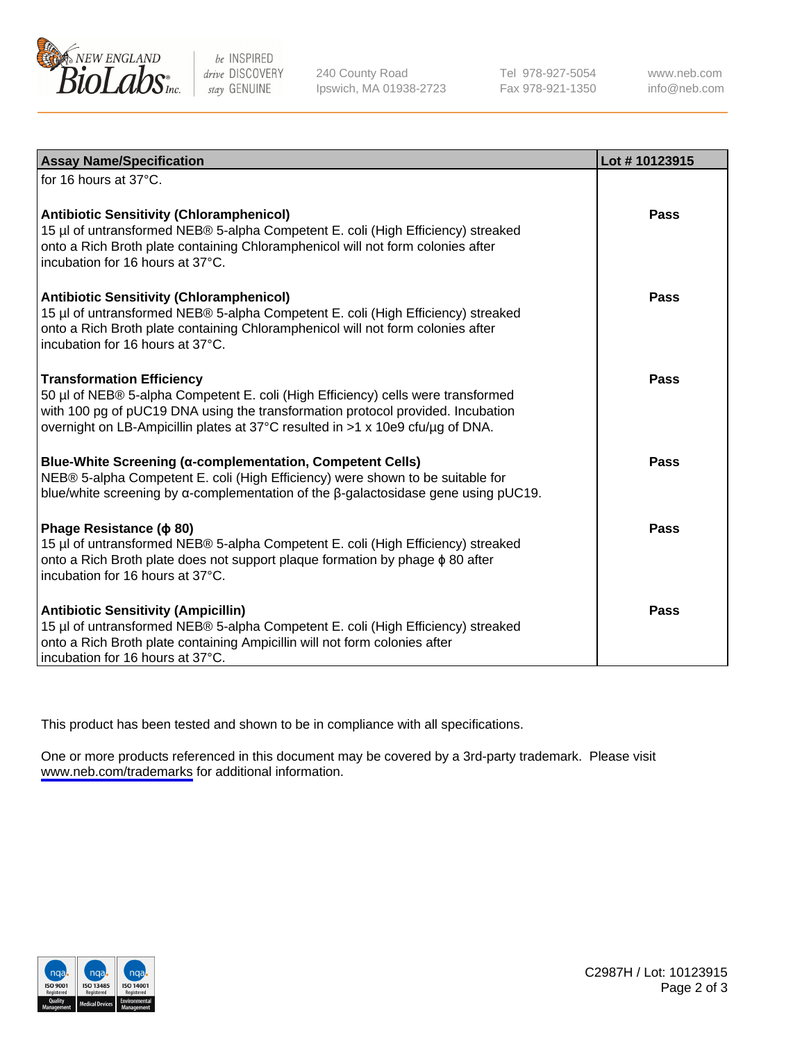| Assay Name/Specification | Lot # 10123915 |
|---|---|
| for 16 hours at 37°C. | |
| **Antibiotic Sensitivity (Chloramphenicol)**<br>15 µl of untransformed NEB® 5-alpha Competent E. coli (High Efficiency) streaked onto a Rich Broth plate containing Chloramphenicol will not form colonies after incubation for 16 hours at 37°C. | **Pass** |
| **Antibiotic Sensitivity (Chloramphenicol)**<br>15 µl of untransformed NEB® 5-alpha Competent E. coli (High Efficiency) streaked onto a Rich Broth plate containing Chloramphenicol will not form colonies after incubation for 16 hours at 37°C. | **Pass** |
| **Transformation Efficiency**<br>50 µl of NEB® 5-alpha Competent E. coli (High Efficiency) cells were transformed with 100 pg of pUC19 DNA using the transformation protocol provided. Incubation overnight on LB-Ampicillin plates at 37°C resulted in >1 x 10e9 cfu/µg of DNA. | **Pass** |
| **Blue-White Screening (α-complementation, Competent Cells)**<br>NEB® 5-alpha Competent E. coli (High Efficiency) were shown to be suitable for blue/white screening by α-complementation of the β-galactosidase gene using pUC19. | **Pass** |
| **Phage Resistance (ϕ 80)**<br>15 µl of untransformed NEB® 5-alpha Competent E. coli (High Efficiency) streaked onto a Rich Broth plate does not support plaque formation by phage ϕ 80 after incubation for 16 hours at 37°C. | **Pass** |
| **Antibiotic Sensitivity (Ampicillin)**<br>15 µl of untransformed NEB® 5-alpha Competent E. coli (High Efficiency) streaked onto a Rich Broth plate containing Ampicillin will not form colonies after incubation for 16 hours at 37°C. | **Pass** |

This product has been tested and shown to be in compliance with all specifications.

One or more products referenced in this document may be covered by a 3rd-party trademark. Please visit www.neb.com/trademarks for additional information.

C2987H / Lot: 10123915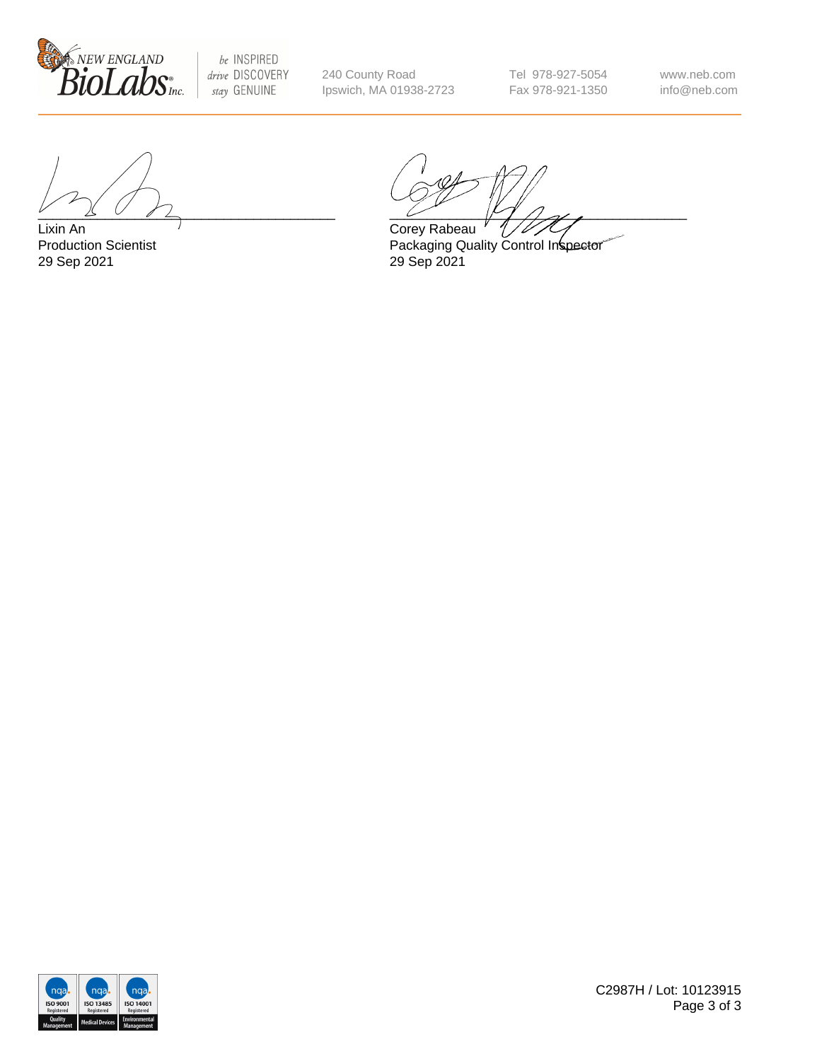Lixin An
Production Scientist
29 Sep 2021

Corey Rabeau
Packaging Quality Control Inspector
29 Sep 2021

C2987H / Lot: 10123915